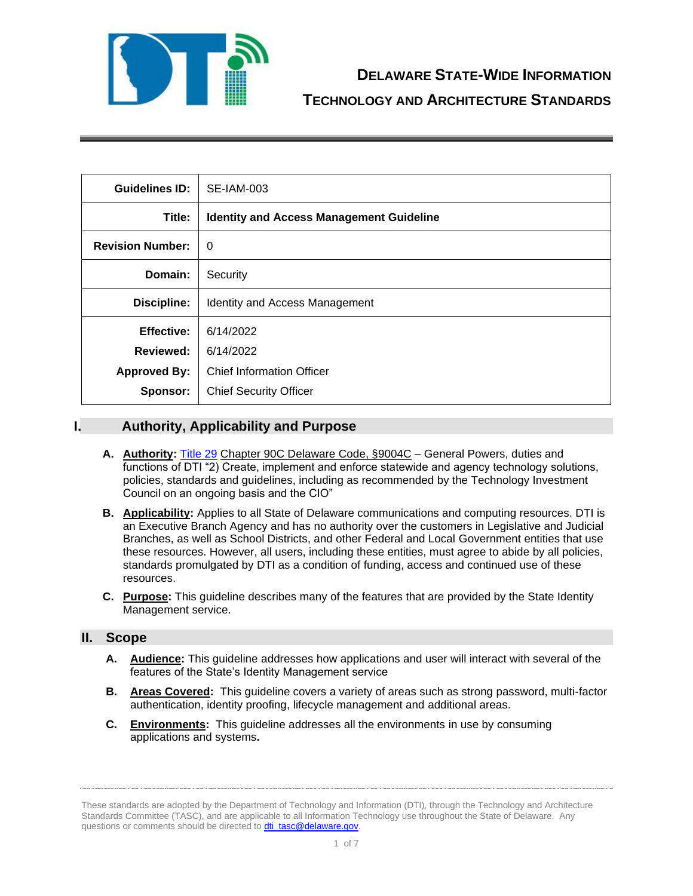# Delaware State-Wide Information Technology and Architecture Standards

| Guidelines ID: | SE-IAM-003 |
|---|---|
| Title: | **Identity and Access Management Guideline** |
| Revision Number: | 0 |
| Domain: | Security |
| Discipline: | Identity and Access Management |
| Effective: | 6/14/2022 |
| Reviewed: | 6/14/2022 |
| Approved By: | Chief Information Officer |
| Sponsor: | Chief Security Officer |

## I. Authority, Applicability and Purpose

A. **Authority:** Title 29 Chapter 90C Delaware Code, §9004C – General Powers, duties and functions of DTI "2) Create, implement and enforce statewide and agency technology solutions, policies, standards and guidelines, including as recommended by the Technology Investment Council on an ongoing basis and the CIO"

B. **Applicability:** Applies to all State of Delaware communications and computing resources. DTI is an Executive Branch Agency and has no authority over the customers in Legislative and Judicial Branches, as well as School Districts, and other Federal and Local Government entities that use these resources. However, all users, including these entities, must agree to abide by all policies, standards promulgated by DTI as a condition of funding, access and continued use of these resources.

C. **Purpose:** This guideline describes many of the features that are provided by the State Identity Management service.

## II. Scope

A. **Audience:** This guideline addresses how applications and user will interact with several of the features of the State's Identity Management service

B. **Areas Covered:** This guideline covers a variety of areas such as strong password, multi-factor authentication, identity proofing, lifecycle management and additional areas.

C. **Environments:** This guideline addresses all the environments in use by consuming applications and systems**.**

These standards are adopted by the Department of Technology and Information (DTI), through the Technology and Architecture Standards Committee (TASC), and are applicable to all Information Technology use throughout the State of Delaware. Any questions or comments should be directed to dti_tasc@delaware.gov.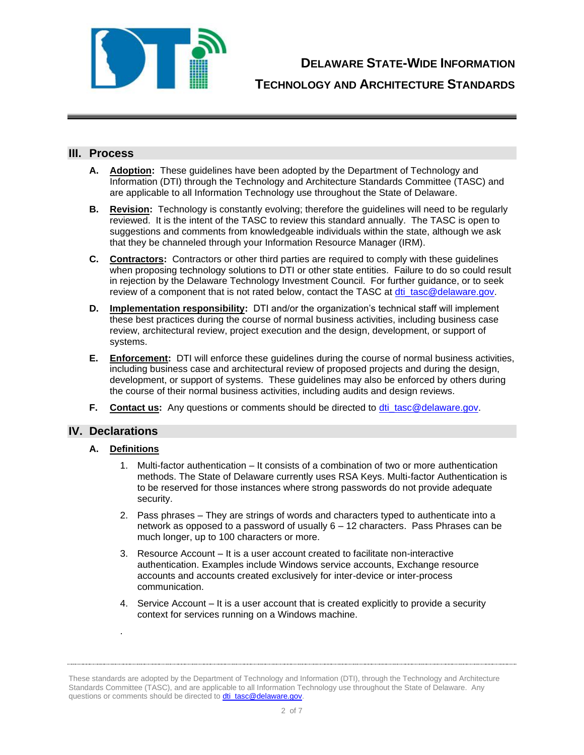## III. Process

**A.** **Adoption:** These guidelines have been adopted by the Department of Technology and Information (DTI) through the Technology and Architecture Standards Committee (TASC) and are applicable to all Information Technology use throughout the State of Delaware.

**B.** **Revision:** Technology is constantly evolving; therefore the guidelines will need to be regularly reviewed. It is the intent of the TASC to review this standard annually. The TASC is open to suggestions and comments from knowledgeable individuals within the state, although we ask that they be channeled through your Information Resource Manager (IRM).

**C.** **Contractors:** Contractors or other third parties are required to comply with these guidelines when proposing technology solutions to DTI or other state entities. Failure to do so could result in rejection by the Delaware Technology Investment Council. For further guidance, or to seek review of a component that is not rated below, contact the TASC at dti_tasc@delaware.gov.

**D.** **Implementation responsibility:** DTI and/or the organization's technical staff will implement these best practices during the course of normal business activities, including business case review, architectural review, project execution and the design, development, or support of systems.

**E.** **Enforcement:** DTI will enforce these guidelines during the course of normal business activities, including business case and architectural review of proposed projects and during the design, development, or support of systems. These guidelines may also be enforced by others during the course of their normal business activities, including audits and design reviews.

**F.** **Contact us:** Any questions or comments should be directed to dti_tasc@delaware.gov.

## IV. Declarations

**A.** **Definitions**

1. Multi-factor authentication – It consists of a combination of two or more authentication methods. The State of Delaware currently uses RSA Keys. Multi-factor Authentication is to be reserved for those instances where strong passwords do not provide adequate security.
2. Pass phrases – They are strings of words and characters typed to authenticate into a network as opposed to a password of usually 6 – 12 characters. Pass Phrases can be much longer, up to 100 characters or more.
3. Resource Account – It is a user account created to facilitate non-interactive authentication. Examples include Windows service accounts, Exchange resource accounts and accounts created exclusively for inter-device or inter-process communication.
4. Service Account – It is a user account that is created explicitly to provide a security context for services running on a Windows machine.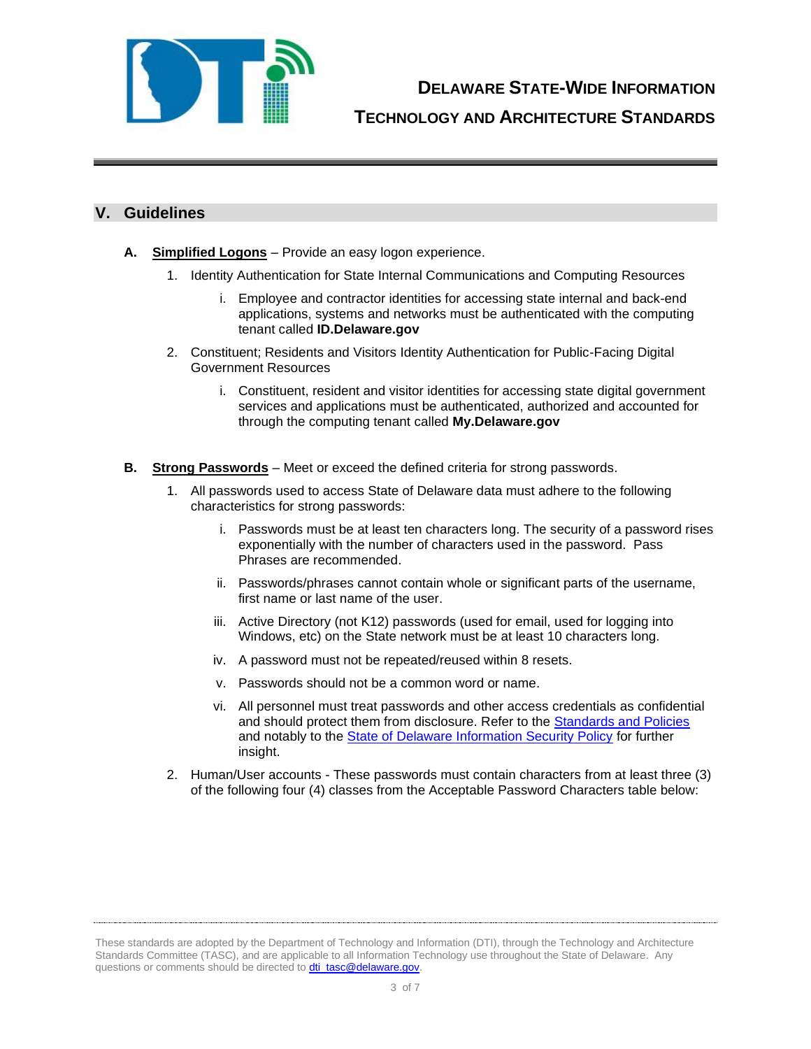## V. Guidelines

**A. Simplified Logons** – Provide an easy logon experience.

1. Identity Authentication for State Internal Communications and Computing Resources

   i. Employee and contractor identities for accessing state internal and back-end applications, systems and networks must be authenticated with the computing tenant called **ID.Delaware.gov**

2. Constituent; Residents and Visitors Identity Authentication for Public-Facing Digital Government Resources

   i. Constituent, resident and visitor identities for accessing state digital government services and applications must be authenticated, authorized and accounted for through the computing tenant called **My.Delaware.gov**

**B. Strong Passwords** – Meet or exceed the defined criteria for strong passwords.

1. All passwords used to access State of Delaware data must adhere to the following characteristics for strong passwords:

   i. Passwords must be at least ten characters long. The security of a password rises exponentially with the number of characters used in the password. Pass Phrases are recommended.

   ii. Passwords/phrases cannot contain whole or significant parts of the username, first name or last name of the user.

   iii. Active Directory (not K12) passwords (used for email, used for logging into Windows, etc) on the State network must be at least 10 characters long.

   iv. A password must not be repeated/reused within 8 resets.

   v. Passwords should not be a common word or name.

   vi. All personnel must treat passwords and other access credentials as confidential and should protect them from disclosure. Refer to the Standards and Policies and notably to the State of Delaware Information Security Policy for further insight.

2. Human/User accounts - These passwords must contain characters from at least three (3) of the following four (4) classes from the Acceptable Password Characters table below: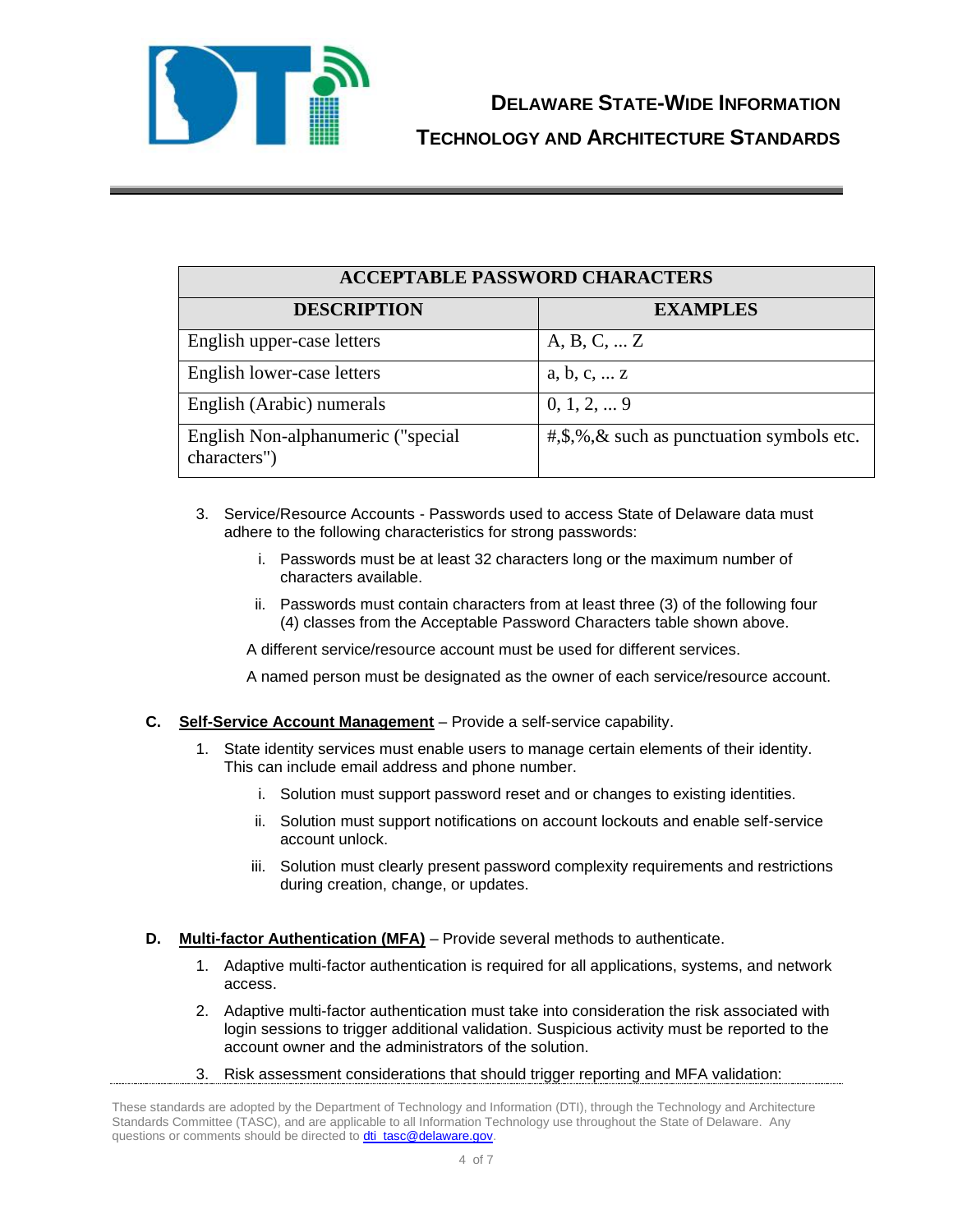| ACCEPTABLE PASSWORD CHARACTERS | |
|---|---|
| **DESCRIPTION** | **EXAMPLES** |
| English upper-case letters | A, B, C, ... Z |
| English lower-case letters | a, b, c, ... z |
| English (Arabic) numerals | 0, 1, 2, ... 9 |
| English Non-alphanumeric ("special characters") | #,$,%,& such as punctuation symbols etc. |

3. Service/Resource Accounts - Passwords used to access State of Delaware data must adhere to the following characteristics for strong passwords:

   i. Passwords must be at least 32 characters long or the maximum number of characters available.

   ii. Passwords must contain characters from at least three (3) of the following four (4) classes from the Acceptable Password Characters table shown above.

   A different service/resource account must be used for different services.

   A named person must be designated as the owner of each service/resource account.

**C.** **<u>Self-Service Account Management</u>** – Provide a self-service capability.

1. State identity services must enable users to manage certain elements of their identity. This can include email address and phone number.

   i. Solution must support password reset and or changes to existing identities.

   ii. Solution must support notifications on account lockouts and enable self-service account unlock.

   iii. Solution must clearly present password complexity requirements and restrictions during creation, change, or updates.

**D.** **<u>Multi-factor Authentication (MFA)</u>** – Provide several methods to authenticate.

1. Adaptive multi-factor authentication is required for all applications, systems, and network access.

2. Adaptive multi-factor authentication must take into consideration the risk associated with login sessions to trigger additional validation. Suspicious activity must be reported to the account owner and the administrators of the solution.

3. Risk assessment considerations that should trigger reporting and MFA validation:

These standards are adopted by the Department of Technology and Information (DTI), through the Technology and Architecture Standards Committee (TASC), and are applicable to all Information Technology use throughout the State of Delaware. Any questions or comments should be directed to dti_tasc@delaware.gov.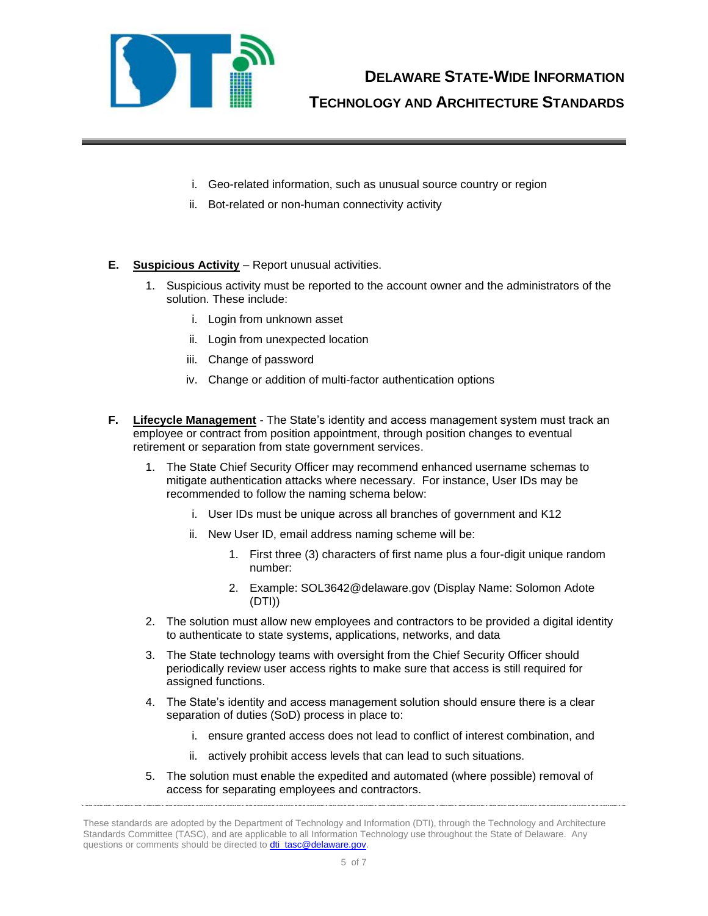i. Geo-related information, such as unusual source country or region

ii. Bot-related or non-human connectivity activity

**E. Suspicious Activity** – Report unusual activities.

1. Suspicious activity must be reported to the account owner and the administrators of the solution. These include:

    i. Login from unknown asset

    ii. Login from unexpected location

    iii. Change of password

    iv. Change or addition of multi-factor authentication options

**F. Lifecycle Management** - The State's identity and access management system must track an employee or contract from position appointment, through position changes to eventual retirement or separation from state government services.

1. The State Chief Security Officer may recommend enhanced username schemas to mitigate authentication attacks where necessary. For instance, User IDs may be recommended to follow the naming schema below:

    i. User IDs must be unique across all branches of government and K12

    ii. New User ID, email address naming scheme will be:

        1. First three (3) characters of first name plus a four-digit unique random number:

        2. Example: SOL3642@delaware.gov (Display Name: Solomon Adote (DTI))

2. The solution must allow new employees and contractors to be provided a digital identity to authenticate to state systems, applications, networks, and data

3. The State technology teams with oversight from the Chief Security Officer should periodically review user access rights to make sure that access is still required for assigned functions.

4. The State's identity and access management solution should ensure there is a clear separation of duties (SoD) process in place to:

    i. ensure granted access does not lead to conflict of interest combination, and

    ii. actively prohibit access levels that can lead to such situations.

5. The solution must enable the expedited and automated (where possible) removal of access for separating employees and contractors.

These standards are adopted by the Department of Technology and Information (DTI), through the Technology and Architecture Standards Committee (TASC), and are applicable to all Information Technology use throughout the State of Delaware. Any questions or comments should be directed to dti_tasc@delaware.gov.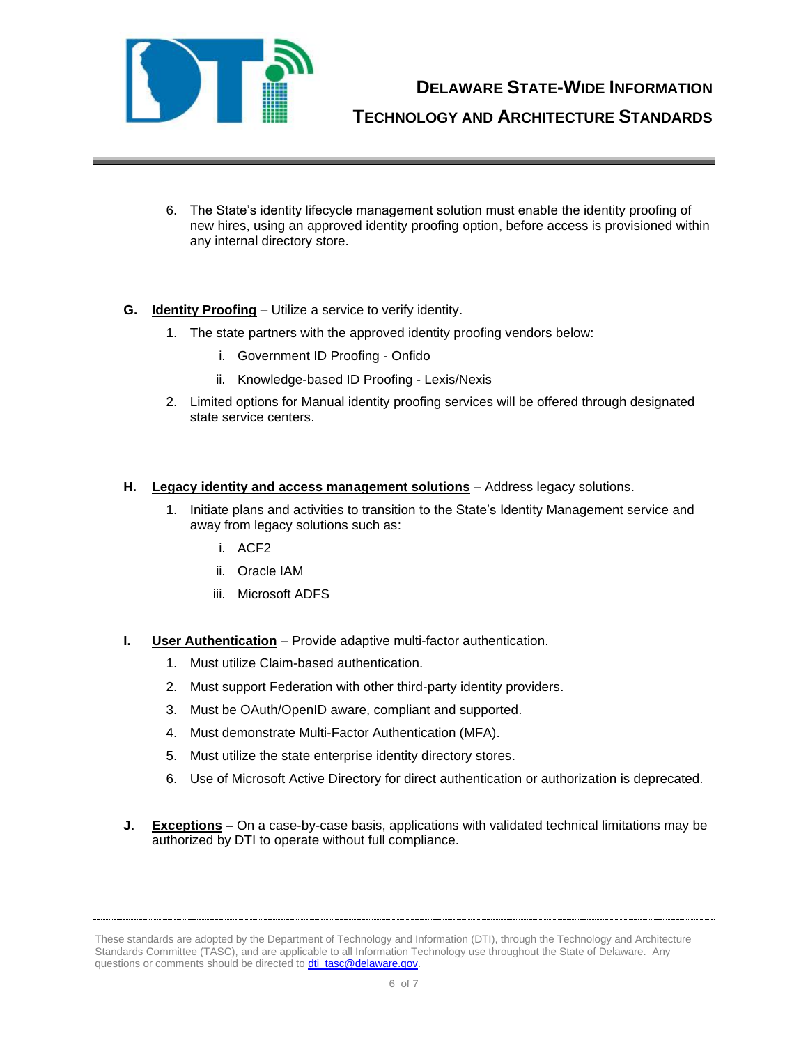6. The State's identity lifecycle management solution must enable the identity proofing of new hires, using an approved identity proofing option, before access is provisioned within any internal directory store.

**G. Identity Proofing** – Utilize a service to verify identity.

1. The state partners with the approved identity proofing vendors below:
   - i. Government ID Proofing - Onfido
   - ii. Knowledge-based ID Proofing - Lexis/Nexis
2. Limited options for Manual identity proofing services will be offered through designated state service centers.

**H. Legacy identity and access management solutions** – Address legacy solutions.

1. Initiate plans and activities to transition to the State's Identity Management service and away from legacy solutions such as:
   - i. ACF2
   - ii. Oracle IAM
   - iii. Microsoft ADFS

**I. User Authentication** – Provide adaptive multi-factor authentication.

1. Must utilize Claim-based authentication.
2. Must support Federation with other third-party identity providers.
3. Must be OAuth/OpenID aware, compliant and supported.
4. Must demonstrate Multi-Factor Authentication (MFA).
5. Must utilize the state enterprise identity directory stores.
6. Use of Microsoft Active Directory for direct authentication or authorization is deprecated.

**J. Exceptions** – On a case-by-case basis, applications with validated technical limitations may be authorized by DTI to operate without full compliance.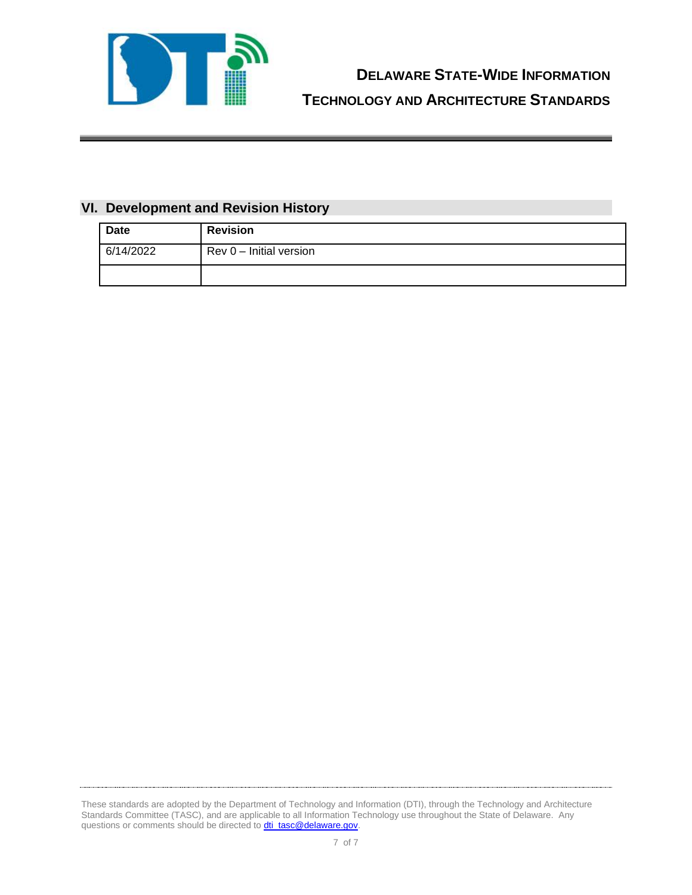## VI. Development and Revision History

| Date | Revision |
|---|---|
| 6/14/2022 | Rev 0 – Initial version |
| | |